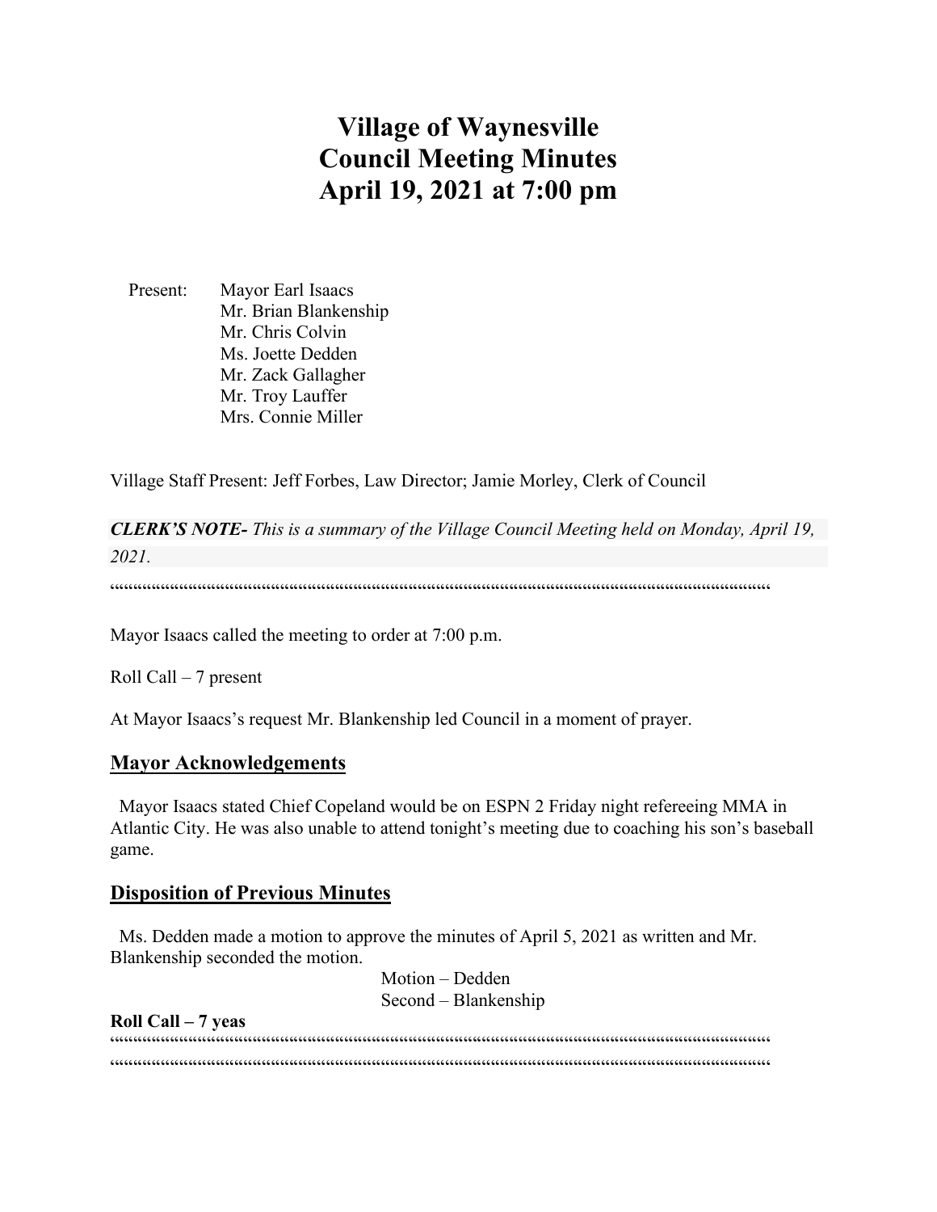# Village of Waynesville
# Council Meeting Minutes
# April 19, 2021 at 7:00 pm

Present: Mayor Earl Isaacs
Mr. Brian Blankenship
Mr. Chris Colvin
Ms. Joette Dedden
Mr. Zack Gallagher
Mr. Troy Lauffer
Mrs. Connie Miller

Village Staff Present: Jeff Forbes, Law Director; Jamie Morley, Clerk of Council

***CLERK'S NOTE-*** *This is a summary of the Village Council Meeting held on Monday, April 19, 2021.*

""""""""""""""""""""""""""""""""""""""""""""""""""""""""""""""""""""""""""""""""""""""""""""""""""""""""""""""""""""""""""""""""""""""""""""

Mayor Isaacs called the meeting to order at 7:00 p.m.

Roll Call – 7 present

At Mayor Isaacs's request Mr. Blankenship led Council in a moment of prayer.

## Mayor Acknowledgements

Mayor Isaacs stated Chief Copeland would be on ESPN 2 Friday night refereeing MMA in Atlantic City. He was also unable to attend tonight's meeting due to coaching his son's baseball game.

## Disposition of Previous Minutes

Ms. Dedden made a motion to approve the minutes of April 5, 2021 as written and Mr. Blankenship seconded the motion.

Motion – Dedden
Second – Blankenship

**Roll Call – 7 yeas**

""""""""""""""""""""""""""""""""""""""""""""""""""""""""""""""""""""""""""""""""""""""""""""""""""""""""""""""""""""""""""""""""""""""""""""
""""""""""""""""""""""""""""""""""""""""""""""""""""""""""""""""""""""""""""""""""""""""""""""""""""""""""""""""""""""""""""""""""""""""""""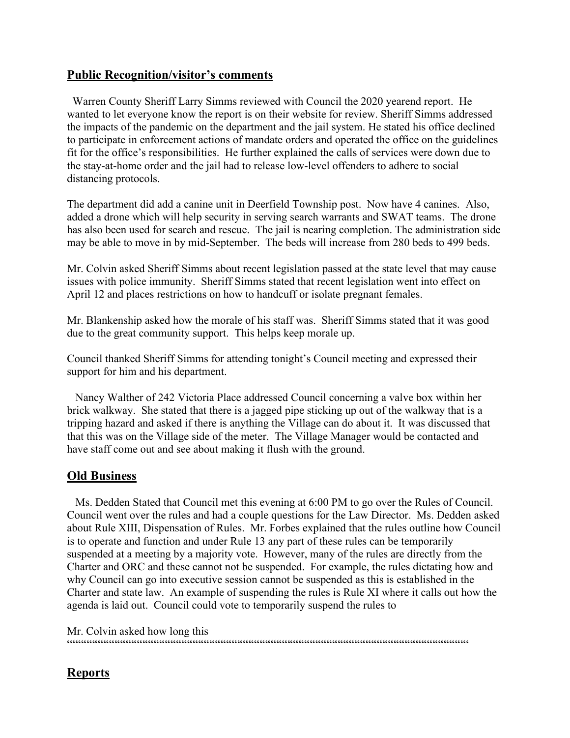## Public Recognition/visitor's comments

Warren County Sheriff Larry Simms reviewed with Council the 2020 yearend report. He wanted to let everyone know the report is on their website for review. Sheriff Simms addressed the impacts of the pandemic on the department and the jail system. He stated his office declined to participate in enforcement actions of mandate orders and operated the office on the guidelines fit for the office's responsibilities. He further explained the calls of services were down due to the stay-at-home order and the jail had to release low-level offenders to adhere to social distancing protocols.

The department did add a canine unit in Deerfield Township post. Now have 4 canines. Also, added a drone which will help security in serving search warrants and SWAT teams. The drone has also been used for search and rescue. The jail is nearing completion. The administration side may be able to move in by mid-September. The beds will increase from 280 beds to 499 beds.

Mr. Colvin asked Sheriff Simms about recent legislation passed at the state level that may cause issues with police immunity. Sheriff Simms stated that recent legislation went into effect on April 12 and places restrictions on how to handcuff or isolate pregnant females.

Mr. Blankenship asked how the morale of his staff was. Sheriff Simms stated that it was good due to the great community support. This helps keep morale up.

Council thanked Sheriff Simms for attending tonight's Council meeting and expressed their support for him and his department.

Nancy Walther of 242 Victoria Place addressed Council concerning a valve box within her brick walkway. She stated that there is a jagged pipe sticking up out of the walkway that is a tripping hazard and asked if there is anything the Village can do about it. It was discussed that that this was on the Village side of the meter. The Village Manager would be contacted and have staff come out and see about making it flush with the ground.

## Old Business

Ms. Dedden Stated that Council met this evening at 6:00 PM to go over the Rules of Council. Council went over the rules and had a couple questions for the Law Director. Ms. Dedden asked about Rule XIII, Dispensation of Rules. Mr. Forbes explained that the rules outline how Council is to operate and function and under Rule 13 any part of these rules can be temporarily suspended at a meeting by a majority vote. However, many of the rules are directly from the Charter and ORC and these cannot not be suspended. For example, the rules dictating how and why Council can go into executive session cannot be suspended as this is established in the Charter and state law. An example of suspending the rules is Rule XI where it calls out how the agenda is laid out. Council could vote to temporarily suspend the rules to

Mr. Colvin asked how long this
""""""""""""""""""""""""""""""""""""""""""""""""""""""""""""""""""""""""""""""""""""""""""""""""""""""""""""""""""""""""""""""""

## Reports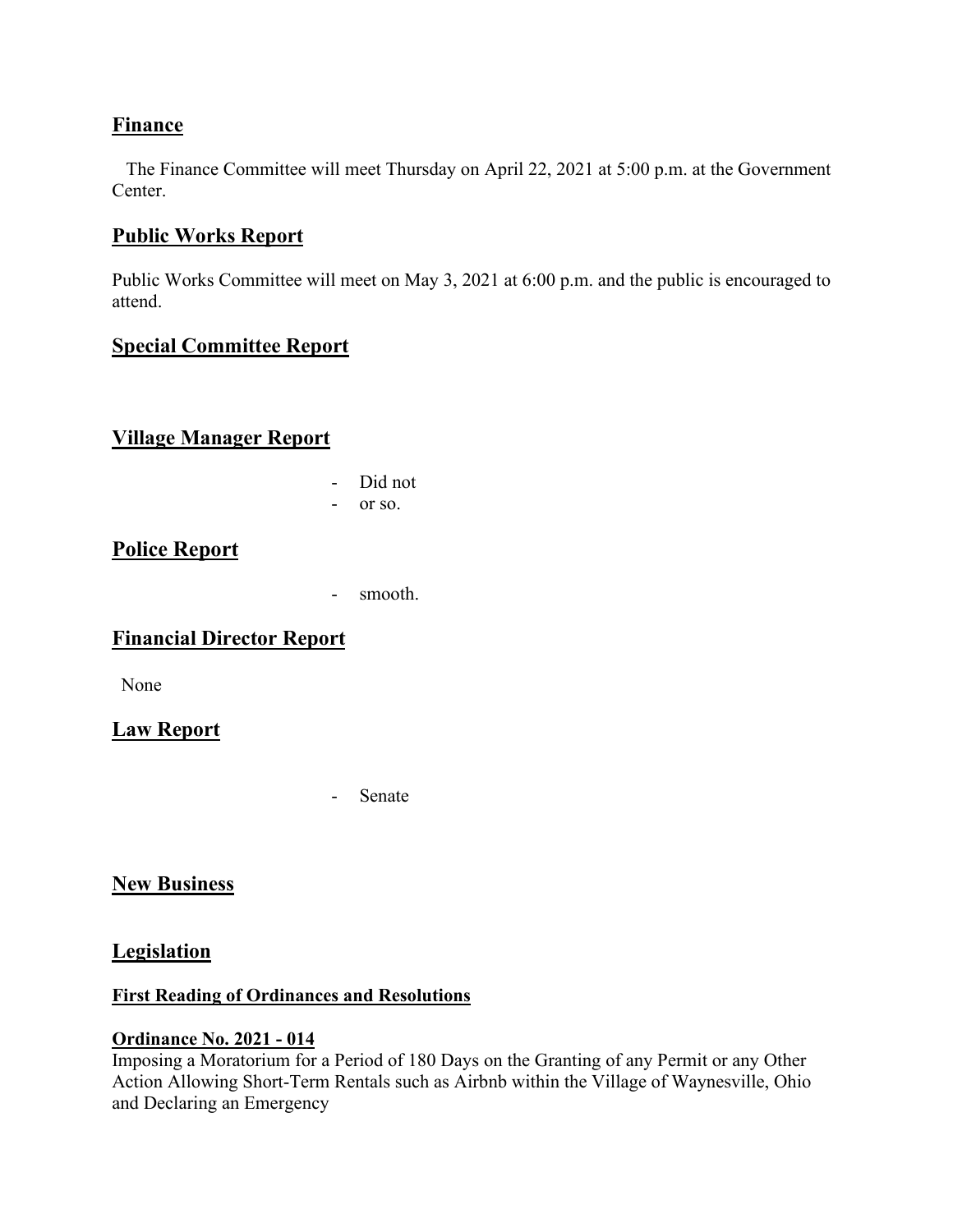## Finance

The Finance Committee will meet Thursday on April 22, 2021 at 5:00 p.m. at the Government Center.

## Public Works Report

Public Works Committee will meet on May 3, 2021 at 6:00 p.m. and the public is encouraged to attend.

## Special Committee Report

## Village Manager Report

- Did not
- or so.

## Police Report

- smooth.

## Financial Director Report

None

## Law Report

- Senate

## New Business

## Legislation

### First Reading of Ordinances and Resolutions

**Ordinance No. 2021 - 014**

Imposing a Moratorium for a Period of 180 Days on the Granting of any Permit or any Other Action Allowing Short-Term Rentals such as Airbnb within the Village of Waynesville, Ohio and Declaring an Emergency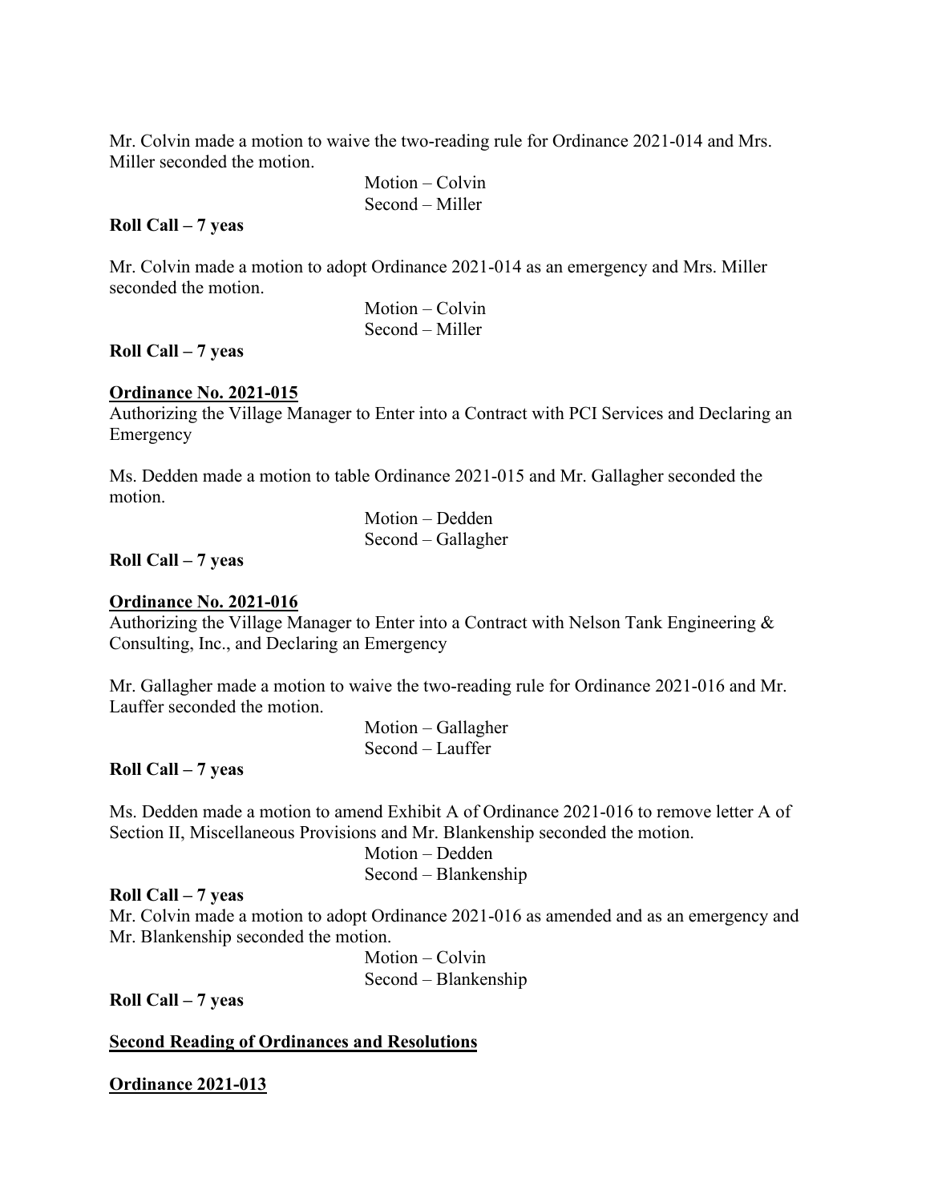Mr. Colvin made a motion to waive the two-reading rule for Ordinance 2021-014 and Mrs. Miller seconded the motion.

Motion – Colvin
Second – Miller

**Roll Call – 7 yeas**

Mr. Colvin made a motion to adopt Ordinance 2021-014 as an emergency and Mrs. Miller seconded the motion.

Motion – Colvin
Second – Miller

**Roll Call – 7 yeas**

**Ordinance No. 2021-015**

Authorizing the Village Manager to Enter into a Contract with PCI Services and Declaring an Emergency

Ms. Dedden made a motion to table Ordinance 2021-015 and Mr. Gallagher seconded the motion.

Motion – Dedden
Second – Gallagher

**Roll Call – 7 yeas**

**Ordinance No. 2021-016**

Authorizing the Village Manager to Enter into a Contract with Nelson Tank Engineering & Consulting, Inc., and Declaring an Emergency

Mr. Gallagher made a motion to waive the two-reading rule for Ordinance 2021-016 and Mr. Lauffer seconded the motion.

Motion – Gallagher
Second – Lauffer

**Roll Call – 7 yeas**

Ms. Dedden made a motion to amend Exhibit A of Ordinance 2021-016 to remove letter A of Section II, Miscellaneous Provisions and Mr. Blankenship seconded the motion.

Motion – Dedden
Second – Blankenship

**Roll Call – 7 yeas**

Mr. Colvin made a motion to adopt Ordinance 2021-016 as amended and as an emergency and Mr. Blankenship seconded the motion.

Motion – Colvin
Second – Blankenship

**Roll Call – 7 yeas**

**Second Reading of Ordinances and Resolutions**

**Ordinance 2021-013**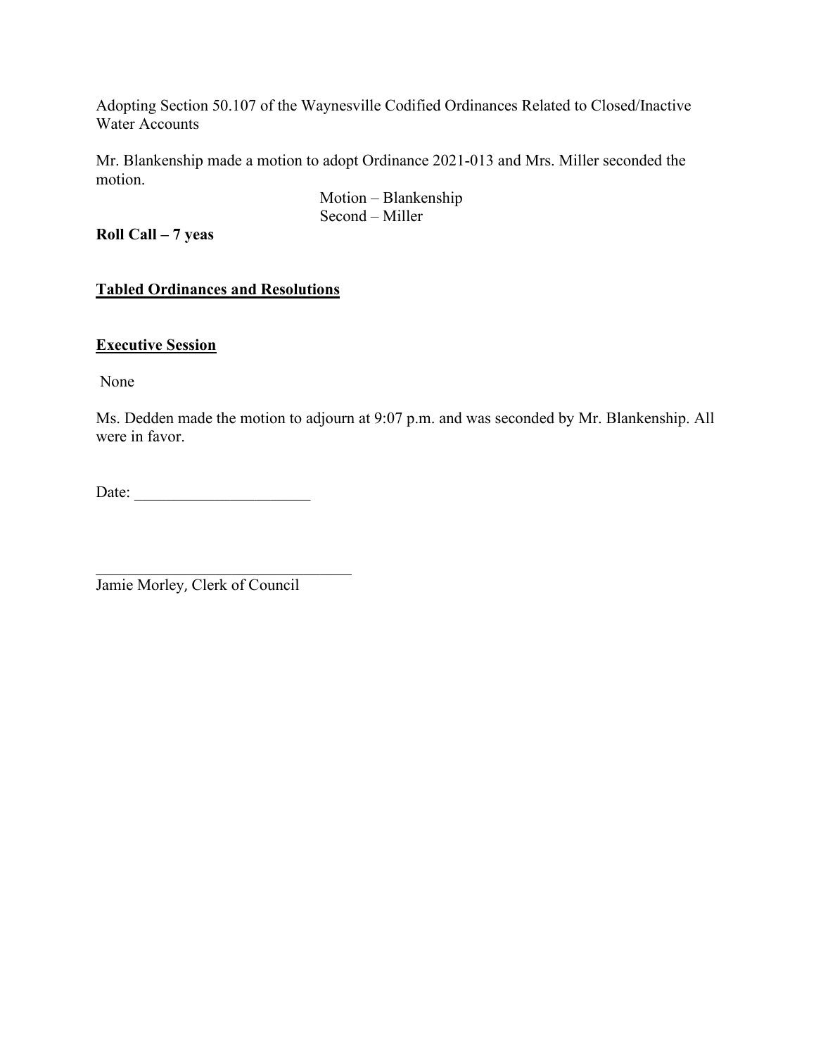Adopting Section 50.107 of the Waynesville Codified Ordinances Related to Closed/Inactive Water Accounts

Mr. Blankenship made a motion to adopt Ordinance 2021-013 and Mrs. Miller seconded the motion.

Motion – Blankenship
Second – Miller

**Roll Call – 7 yeas**

**Tabled Ordinances and Resolutions**

**Executive Session**

None

Ms. Dedden made the motion to adjourn at 9:07 p.m. and was seconded by Mr. Blankenship. All were in favor.

Date: ______________________

_________________________________
Jamie Morley, Clerk of Council